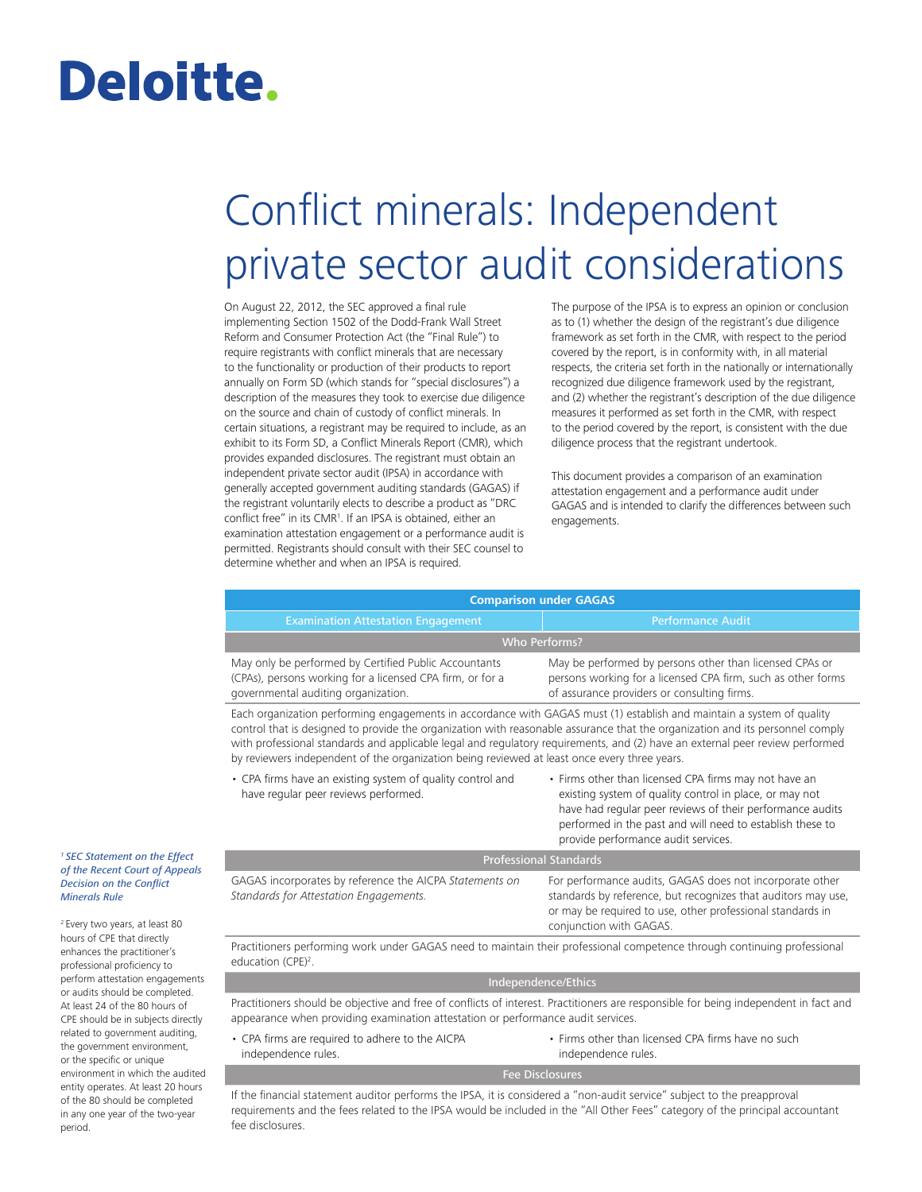# Deloitte.

# Conflict minerals: Independent private sector audit considerations

On August 22, 2012, the SEC approved a final rule implementing Section 1502 of the Dodd-Frank Wall Street Reform and Consumer Protection Act (the "Final Rule") to require registrants with conflict minerals that are necessary to the functionality or production of their products to report annually on Form SD (which stands for "special disclosures") a description of the measures they took to exercise due diligence on the source and chain of custody of conflict minerals. In certain situations, a registrant may be required to include, as an exhibit to its Form SD, a Conflict Minerals Report (CMR), which provides expanded disclosures. The registrant must obtain an independent private sector audit (IPSA) in accordance with generally accepted government auditing standards (GAGAS) if the registrant voluntarily elects to describe a product as "DRC conflict free" in its CMR[1]. If an IPSA is obtained, either an examination attestation engagement or a performance audit is permitted. Registrants should consult with their SEC counsel to determine whether and when an IPSA is required.

The purpose of the IPSA is to express an opinion or conclusion as to (1) whether the design of the registrant's due diligence framework as set forth in the CMR, with respect to the period covered by the report, is in conformity with, in all material respects, the criteria set forth in the nationally or internationally recognized due diligence framework used by the registrant, and (2) whether the registrant's description of the due diligence measures it performed as set forth in the CMR, with respect to the period covered by the report, is consistent with the due diligence process that the registrant undertook.

This document provides a comparison of an examination attestation engagement and a performance audit under GAGAS and is intended to clarify the differences between such engagements.

| **Comparison under GAGAS** | |
|---|---|
| **Examination Attestation Engagement** | **Performance Audit** |
| **Who Performs?** | |
| May only be performed by Certified Public Accountants (CPAs), persons working for a licensed CPA firm, or for a governmental auditing organization. | May be performed by persons other than licensed CPAs or persons working for a licensed CPA firm, such as other forms of assurance providers or consulting firms. |
| Each organization performing engagements in accordance with GAGAS must (1) establish and maintain a system of quality control that is designed to provide the organization with reasonable assurance that the organization and its personnel comply with professional standards and applicable legal and regulatory requirements, and (2) have an external peer review performed by reviewers independent of the organization being reviewed at least once every three years. | |
| • CPA firms have an existing system of quality control and have regular peer reviews performed. | • Firms other than licensed CPA firms may not have an existing system of quality control in place, or may not have had regular peer reviews of their performance audits performed in the past and will need to establish these to provide performance audit services. |
| **Professional Standards** | |
| GAGAS incorporates by reference the AICPA *Statements on Standards for Attestation Engagements.* | For performance audits, GAGAS does not incorporate other standards by reference, but recognizes that auditors may use, or may be required to use, other professional standards in conjunction with GAGAS. |
| Practitioners performing work under GAGAS need to maintain their professional competence through continuing professional education (CPE)[2]. | |
| **Independence/Ethics** | |
| Practitioners should be objective and free of conflicts of interest. Practitioners are responsible for being independent in fact and appearance when providing examination attestation or performance audit services. | |
| • CPA firms are required to adhere to the AICPA independence rules. | • Firms other than licensed CPA firms have no such independence rules. |
| **Fee Disclosures** | |
| If the financial statement auditor performs the IPSA, it is considered a "non-audit service" subject to the preapproval requirements and the fees related to the IPSA would be included in the "All Other Fees" category of the principal accountant fee disclosures. | |

[1] *SEC Statement on the Effect of the Recent Court of Appeals Decision on the Conflict Minerals Rule*

[2] Every two years, at least 80 hours of CPE that directly enhances the practitioner's professional proficiency to perform attestation engagements or audits should be completed. At least 24 of the 80 hours of CPE should be in subjects directly related to government auditing, the government environment, or the specific or unique environment in which the audited entity operates. At least 20 hours of the 80 should be completed in any one year of the two-year period.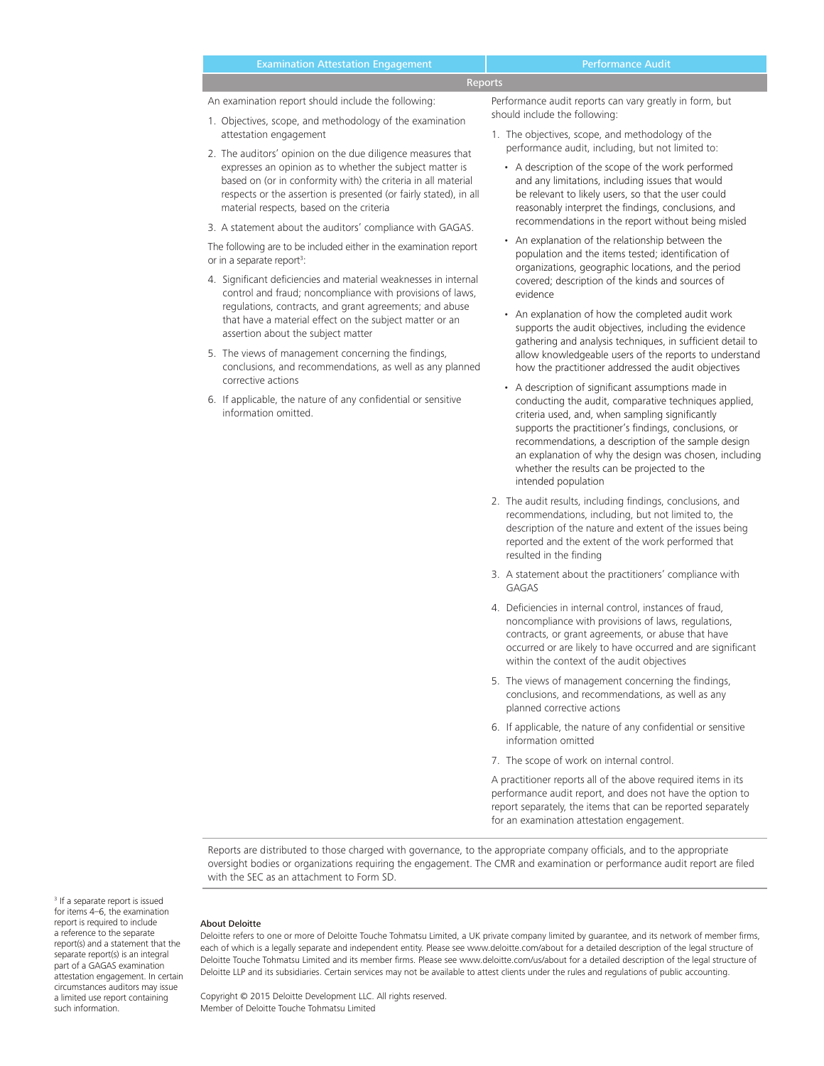| Examination Attestation Engagement | Performance Audit |
|---|---|
| **Reports** | |
| An examination report should include the following:<br><br>1. Objectives, scope, and methodology of the examination attestation engagement<br>2. The auditors' opinion on the due diligence measures that expresses an opinion as to whether the subject matter is based on (or in conformity with) the criteria in all material respects or the assertion is presented (or fairly stated), in all material respects, based on the criteria<br>3. A statement about the auditors' compliance with GAGAS.<br><br>The following are to be included either in the examination report or in a separate report[3]:<br><br>4. Significant deficiencies and material weaknesses in internal control and fraud; noncompliance with provisions of laws, regulations, contracts, and grant agreements; and abuse that have a material effect on the subject matter or an assertion about the subject matter<br>5. The views of management concerning the findings, conclusions, and recommendations, as well as any planned corrective actions<br>6. If applicable, the nature of any confidential or sensitive information omitted. | Performance audit reports can vary greatly in form, but should include the following:<br><br>1. The objectives, scope, and methodology of the performance audit, including, but not limited to:<br>• A description of the scope of the work performed and any limitations, including issues that would be relevant to likely users, so that the user could reasonably interpret the findings, conclusions, and recommendations in the report without being misled<br>• An explanation of the relationship between the population and the items tested; identification of organizations, geographic locations, and the period covered; description of the kinds and sources of evidence<br>• An explanation of how the completed audit work supports the audit objectives, including the evidence gathering and analysis techniques, in sufficient detail to allow knowledgeable users of the reports to understand how the practitioner addressed the audit objectives<br>• A description of significant assumptions made in conducting the audit, comparative techniques applied, criteria used, and, when sampling significantly supports the practitioner's findings, conclusions, or recommendations, a description of the sample design an explanation of why the design was chosen, including whether the results can be projected to the intended population<br>2. The audit results, including findings, conclusions, and recommendations, including, but not limited to, the description of the nature and extent of the issues being reported and the extent of the work performed that resulted in the finding<br>3. A statement about the practitioners' compliance with GAGAS<br>4. Deficiencies in internal control, instances of fraud, noncompliance with provisions of laws, regulations, contracts, or grant agreements, or abuse that have occurred or are likely to have occurred and are significant within the context of the audit objectives<br>5. The views of management concerning the findings, conclusions, and recommendations, as well as any planned corrective actions<br>6. If applicable, the nature of any confidential or sensitive information omitted<br>7. The scope of work on internal control.<br><br>A practitioner reports all of the above required items in its performance audit report, and does not have the option to report separately, the items that can be reported separately for an examination attestation engagement. |
| Reports are distributed to those charged with governance, to the appropriate company officials, and to the appropriate oversight bodies or organizations requiring the engagement. The CMR and examination or performance audit report are filed with the SEC as an attachment to Form SD. | |

[3] If a separate report is issued for items 4–6, the examination report is required to include a reference to the separate report(s) and a statement that the separate report(s) is an integral part of a GAGAS examination attestation engagement. In certain circumstances auditors may issue a limited use report containing such information.

**About Deloitte**

Deloitte refers to one or more of Deloitte Touche Tohmatsu Limited, a UK private company limited by guarantee, and its network of member firms, each of which is a legally separate and independent entity. Please see www.deloitte.com/about for a detailed description of the legal structure of Deloitte Touche Tohmatsu Limited and its member firms. Please see www.deloitte.com/us/about for a detailed description of the legal structure of Deloitte LLP and its subsidiaries. Certain services may not be available to attest clients under the rules and regulations of public accounting.

Copyright © 2015 Deloitte Development LLC. All rights reserved.
Member of Deloitte Touche Tohmatsu Limited